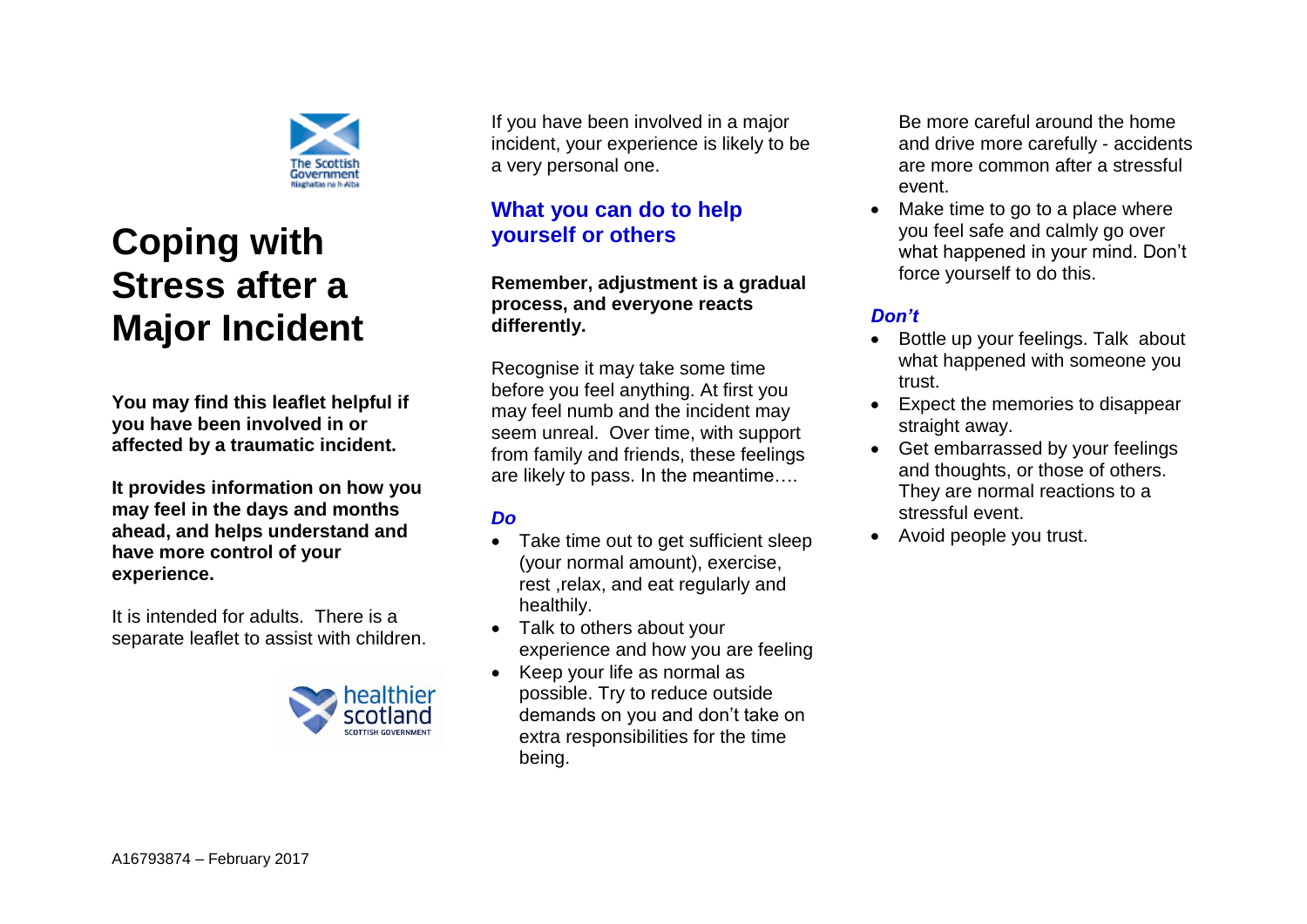# Coping with Stress after a Major Incident

**You may find this leaflet helpful if you have been involved in or affected by a traumatic incident.**

**It provides information on how you may feel in the days and months ahead, and helps understand and have more control of your experience.**

It is intended for adults.  There is a separate leaflet to assist with children.

A16793874 – February 2017

If you have been involved in a major incident, your experience is likely to be a very personal one.

## What you can do to help yourself or others

**Remember, adjustment is a gradual process, and everyone reacts differently.**

Recognise it may take some time before you feel anything. At first you may feel numb and the incident may seem unreal.  Over time, with support from family and friends, these feelings are likely to pass. In the meantime….

***Do***

- Take time out to get sufficient sleep (your normal amount), exercise, rest ,relax, and eat regularly and healthily.
- Talk to others about your experience and how you are feeling
- Keep your life as normal as possible. Try to reduce outside demands on you and don't take on extra responsibilities for the time being.
- Be more careful around the home and drive more carefully - accidents are more common after a stressful event.
- Make time to go to a place where you feel safe and calmly go over what happened in your mind. Don't force yourself to do this.

***Don't***

- Bottle up your feelings. Talk  about what happened with someone you trust.
- Expect the memories to disappear straight away.
- Get embarrassed by your feelings and thoughts, or those of others. They are normal reactions to a stressful event.
- Avoid people you trust.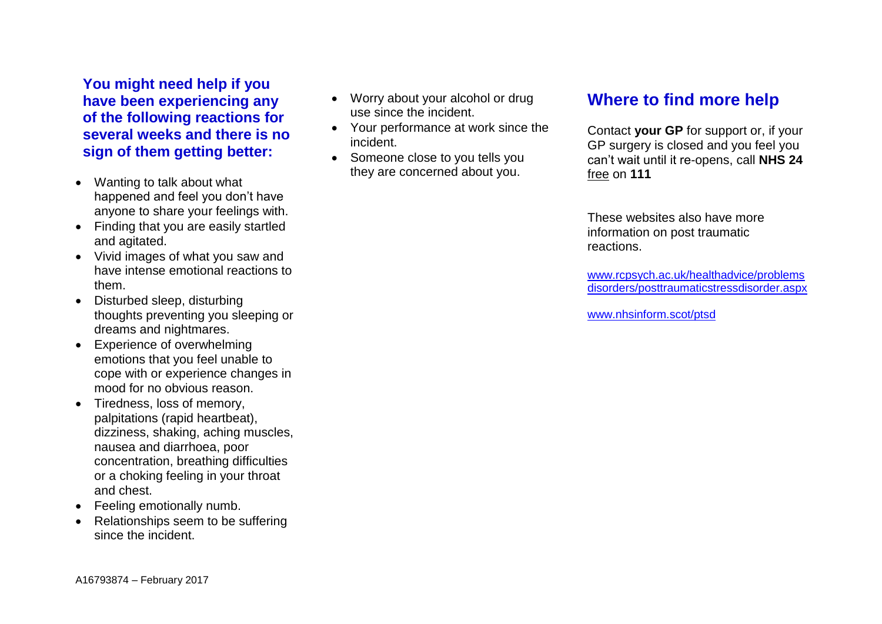**You might need help if you have been experiencing any of the following reactions for several weeks and there is no sign of them getting better:**

- Wanting to talk about what happened and feel you don't have anyone to share your feelings with.
- Finding that you are easily startled and agitated.
- Vivid images of what you saw and have intense emotional reactions to them.
- Disturbed sleep, disturbing thoughts preventing you sleeping or dreams and nightmares.
- Experience of overwhelming emotions that you feel unable to cope with or experience changes in mood for no obvious reason.
- Tiredness, loss of memory, palpitations (rapid heartbeat), dizziness, shaking, aching muscles, nausea and diarrhoea, poor concentration, breathing difficulties or a choking feeling in your throat and chest.
- Feeling emotionally numb.
- Relationships seem to be suffering since the incident.
- Worry about your alcohol or drug use since the incident.
- Your performance at work since the incident.
- Someone close to you tells you they are concerned about you.

A16793874 – February 2017

## Where to find more help

Contact **your GP** for support or, if your GP surgery is closed and you feel you can't wait until it re-opens, call **NHS 24** free on **111**

These websites also have more information on post traumatic reactions.

www.rcpsych.ac.uk/healthadvice/problemsdisorders/posttraumaticstressdisorder.aspx

www.nhsinform.scot/ptsd